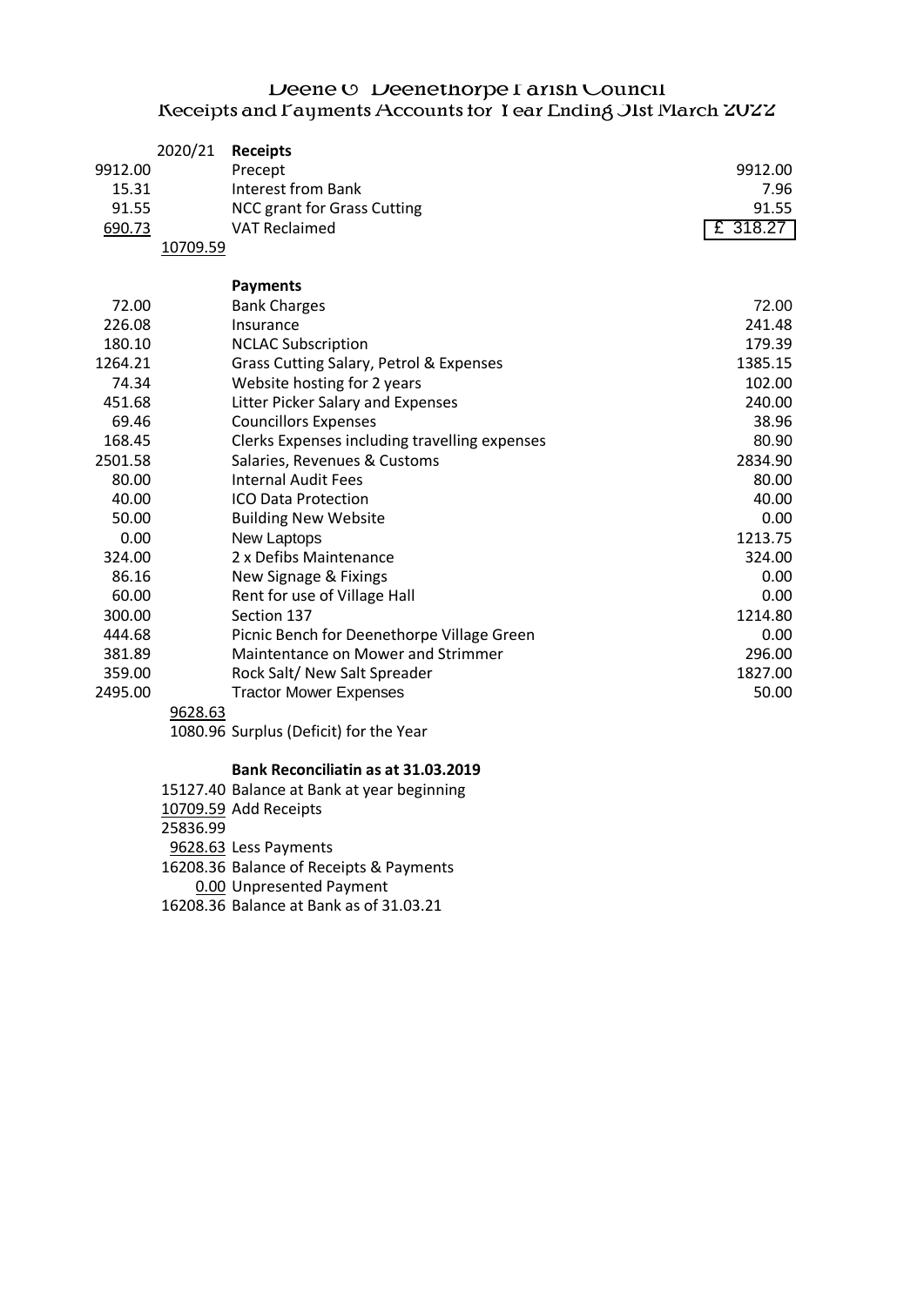# Deene & Deenethorpe Parish Council

## Receipts and Payments Accounts for Year Ending 31st March 2022

| | 2020/21 | **Receipts** | |
|---|---|---|---|
| 9912.00 | | Precept | 9912.00 |
| 15.31 | | Interest from Bank | 7.96 |
| 91.55 | | NCC grant for Grass Cutting | 91.55 |
| 690.73 | | VAT Reclaimed | £ 318.27 |
| | 10709.59 | | |
| | | **Payments** | |
| 72.00 | | Bank Charges | 72.00 |
| 226.08 | | Insurance | 241.48 |
| 180.10 | | NCLAC Subscription | 179.39 |
| 1264.21 | | Grass Cutting Salary, Petrol & Expenses | 1385.15 |
| 74.34 | | Website hosting for 2 years | 102.00 |
| 451.68 | | Litter Picker Salary and Expenses | 240.00 |
| 69.46 | | Councillors Expenses | 38.96 |
| 168.45 | | Clerks Expenses including travelling expenses | 80.90 |
| 2501.58 | | Salaries, Revenues & Customs | 2834.90 |
| 80.00 | | Internal Audit Fees | 80.00 |
| 40.00 | | ICO Data Protection | 40.00 |
| 50.00 | | Building New Website | 0.00 |
| 0.00 | | New Laptops | 1213.75 |
| 324.00 | | 2 x Defibs Maintenance | 324.00 |
| 86.16 | | New Signage & Fixings | 0.00 |
| 60.00 | | Rent for use of Village Hall | 0.00 |
| 300.00 | | Section 137 | 1214.80 |
| 444.68 | | Picnic Bench for Deenethorpe Village Green | 0.00 |
| 381.89 | | Maintentance on Mower and Strimmer | 296.00 |
| 359.00 | | Rock Salt/ New Salt Spreader | 1827.00 |
| 2495.00 | | Tractor Mower Expenses | 50.00 |
| | 9628.63 | | |
| | 1080.96 | Surplus (Deficit) for the Year | |

**Bank Reconciliatin as at 31.03.2019**

| | |
|---|---|
| 15127.40 | Balance at Bank at year beginning |
| 10709.59 | Add Receipts |
| 25836.99 | |
| 9628.63 | Less Payments |
| 16208.36 | Balance of Receipts & Payments |
| 0.00 | Unpresented Payment |
| 16208.36 | Balance at Bank as of 31.03.21 |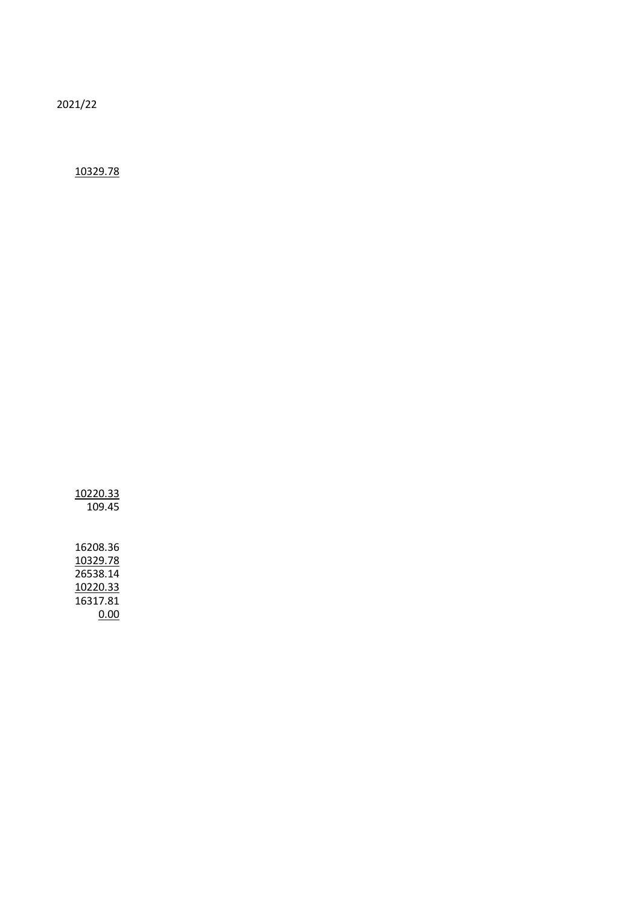2021/22

10329.78

10220.33

109.45

16208.36

10329.78

26538.14

10220.33

16317.81

0.00